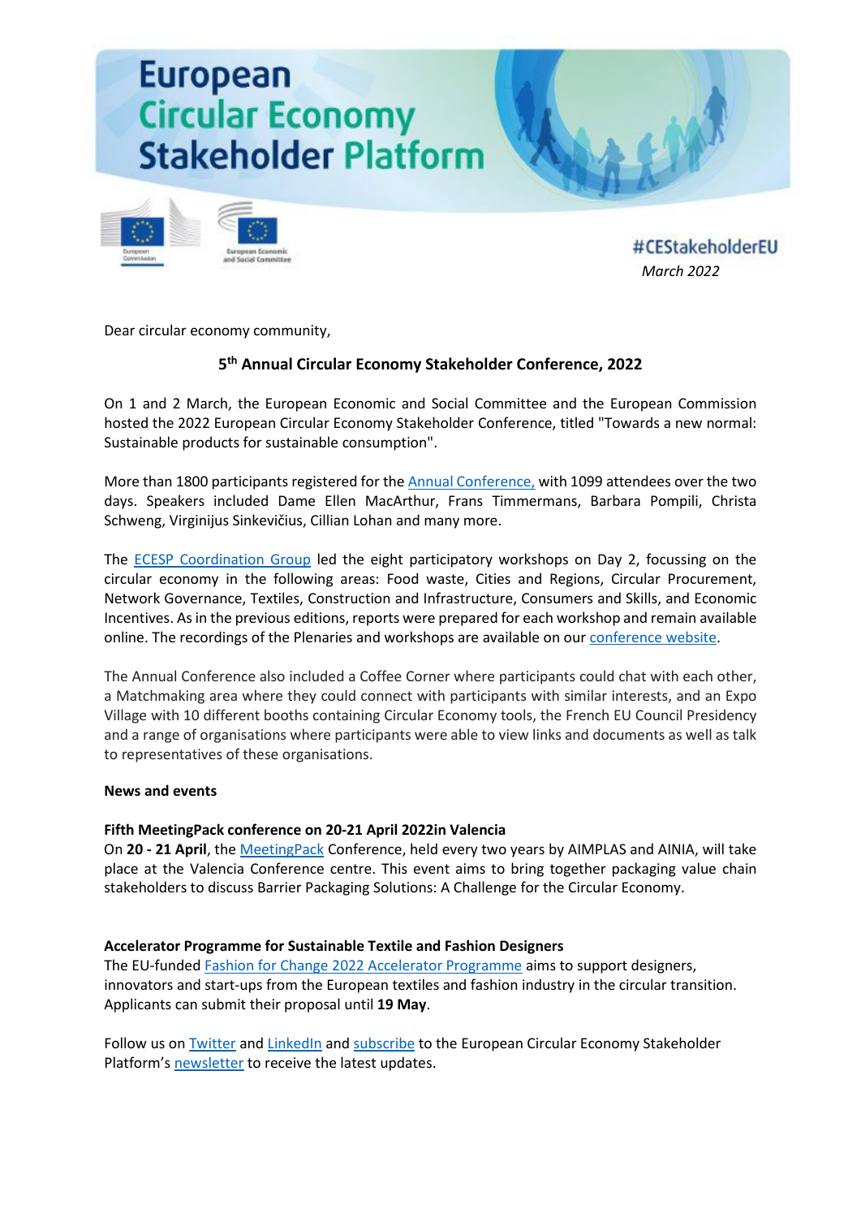# European Circular Economy Stakeholder Platform

#CEStakeholderEU

*March 2022*

Dear circular economy community,

## 5th Annual Circular Economy Stakeholder Conference, 2022

On 1 and 2 March, the European Economic and Social Committee and the European Commission hosted the 2022 European Circular Economy Stakeholder Conference, titled "Towards a new normal: Sustainable products for sustainable consumption".

More than 1800 participants registered for the Annual Conference, with 1099 attendees over the two days. Speakers included Dame Ellen MacArthur, Frans Timmermans, Barbara Pompili, Christa Schweng, Virginijus Sinkevičius, Cillian Lohan and many more.

The ECESP Coordination Group led the eight participatory workshops on Day 2, focussing on the circular economy in the following areas: Food waste, Cities and Regions, Circular Procurement, Network Governance, Textiles, Construction and Infrastructure, Consumers and Skills, and Economic Incentives. As in the previous editions, reports were prepared for each workshop and remain available online. The recordings of the Plenaries and workshops are available on our conference website.

The Annual Conference also included a Coffee Corner where participants could chat with each other, a Matchmaking area where they could connect with participants with similar interests, and an Expo Village with 10 different booths containing Circular Economy tools, the French EU Council Presidency and a range of organisations where participants were able to view links and documents as well as talk to representatives of these organisations.

**News and events**

**Fifth MeetingPack conference on 20-21 April 2022in Valencia**

On **20 - 21 April**, the MeetingPack Conference, held every two years by AIMPLAS and AINIA, will take place at the Valencia Conference centre. This event aims to bring together packaging value chain stakeholders to discuss Barrier Packaging Solutions: A Challenge for the Circular Economy.

**Accelerator Programme for Sustainable Textile and Fashion Designers**

The EU-funded Fashion for Change 2022 Accelerator Programme aims to support designers, innovators and start-ups from the European textiles and fashion industry in the circular transition. Applicants can submit their proposal until **19 May**.

Follow us on Twitter and LinkedIn and subscribe to the European Circular Economy Stakeholder Platform's newsletter to receive the latest updates.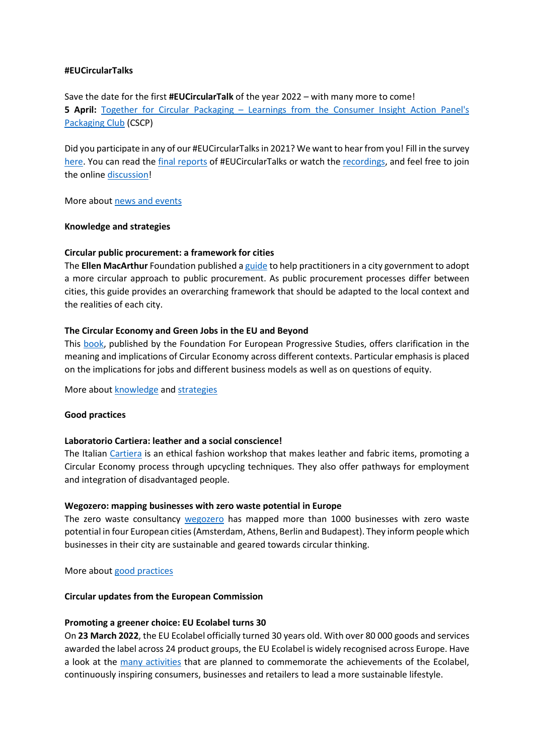**#EUCircularTalks**

Save the date for the first **#EUCircularTalk** of the year 2022 – with many more to come!
**5 April:** Together for Circular Packaging – Learnings from the Consumer Insight Action Panel's Packaging Club (CSCP)

Did you participate in any of our #EUCircularTalks in 2021? We want to hear from you! Fill in the survey here. You can read the final reports of #EUCircularTalks or watch the recordings, and feel free to join the online discussion!

More about news and events

**Knowledge and strategies**

**Circular public procurement: a framework for cities**
The **Ellen MacArthur** Foundation published a guide to help practitioners in a city government to adopt a more circular approach to public procurement. As public procurement processes differ between cities, this guide provides an overarching framework that should be adapted to the local context and the realities of each city.

**The Circular Economy and Green Jobs in the EU and Beyond**
This book, published by the Foundation For European Progressive Studies, offers clarification in the meaning and implications of Circular Economy across different contexts. Particular emphasis is placed on the implications for jobs and different business models as well as on questions of equity.

More about knowledge and strategies

**Good practices**

**Laboratorio Cartiera: leather and a social conscience!**
The Italian Cartiera is an ethical fashion workshop that makes leather and fabric items, promoting a Circular Economy process through upcycling techniques. They also offer pathways for employment and integration of disadvantaged people.

**Wegozero: mapping businesses with zero waste potential in Europe**
The zero waste consultancy wegozero has mapped more than 1000 businesses with zero waste potential in four European cities (Amsterdam, Athens, Berlin and Budapest). They inform people which businesses in their city are sustainable and geared towards circular thinking.

More about good practices

**Circular updates from the European Commission**

**Promoting a greener choice: EU Ecolabel turns 30**
On **23 March 2022**, the EU Ecolabel officially turned 30 years old. With over 80 000 goods and services awarded the label across 24 product groups, the EU Ecolabel is widely recognised across Europe. Have a look at the many activities that are planned to commemorate the achievements of the Ecolabel, continuously inspiring consumers, businesses and retailers to lead a more sustainable lifestyle.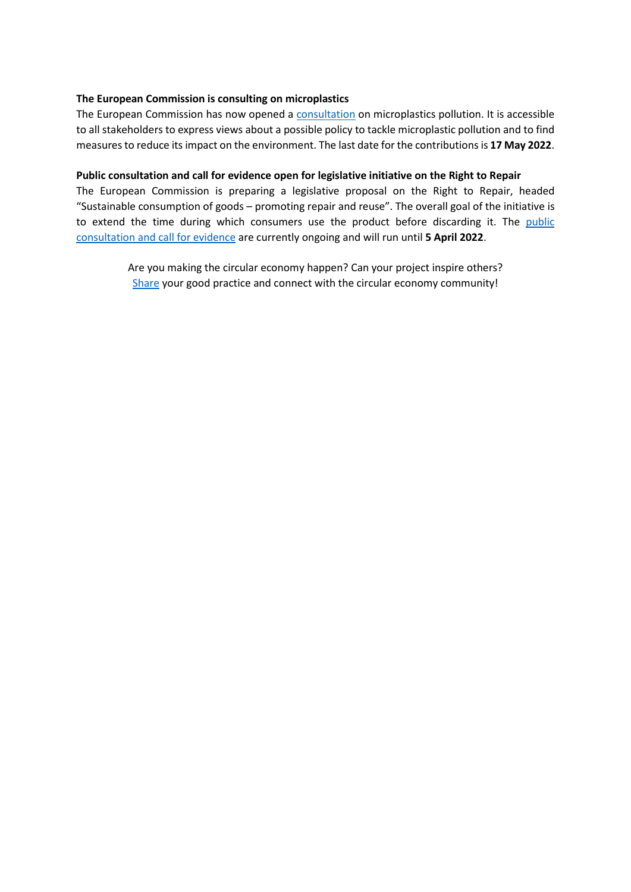**The European Commission is consulting on microplastics**

The European Commission has now opened a consultation on microplastics pollution. It is accessible to all stakeholders to express views about a possible policy to tackle microplastic pollution and to find measures to reduce its impact on the environment. The last date for the contributions is **17 May 2022**.

**Public consultation and call for evidence open for legislative initiative on the Right to Repair**

The European Commission is preparing a legislative proposal on the Right to Repair, headed "Sustainable consumption of goods – promoting repair and reuse". The overall goal of the initiative is to extend the time during which consumers use the product before discarding it. The public consultation and call for evidence are currently ongoing and will run until **5 April 2022**.

Are you making the circular economy happen? Can your project inspire others?
Share your good practice and connect with the circular economy community!